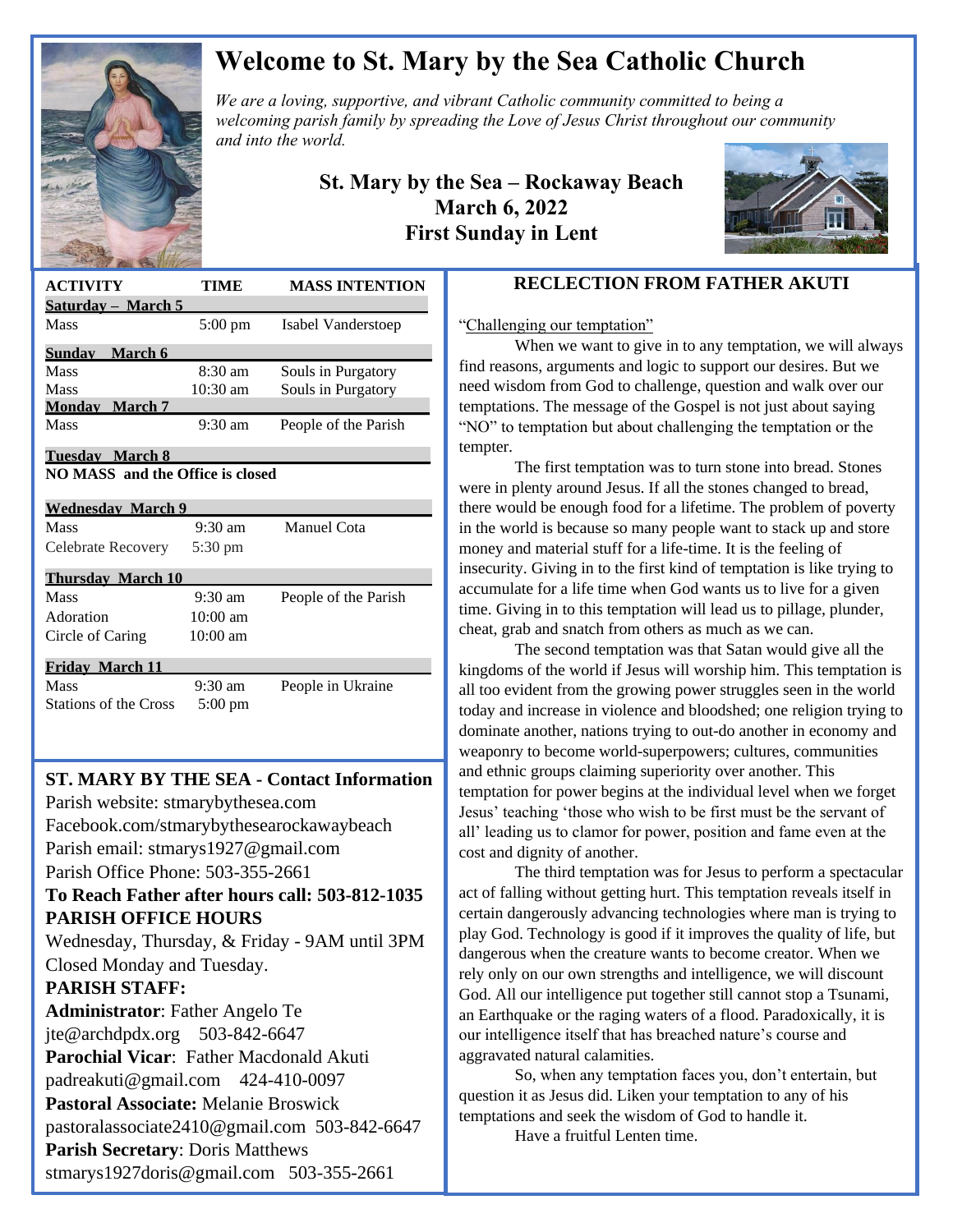# Welcome to St. Mary by the Sea Catholic Church

*We are a loving, supportive, and vibrant Catholic community committed to being a welcoming parish family by spreading the Love of Jesus Christ throughout our community and into the world.*

**St. Mary by the Sea – Rockaway Beach**
**March 6, 2022**
**First Sunday in Lent**

| ACTIVITY | TIME | MASS INTENTION |
|---|---|---|
| **Saturday – March 5** | | |
| Mass | 5:00 pm | Isabel Vanderstoep |
| **Sunday March 6** | | |
| Mass | 8:30 am | Souls in Purgatory |
| Mass | 10:30 am | Souls in Purgatory |
| **Monday March 7** | | |
| Mass | 9:30 am | People of the Parish |
| **Tuesday March 8** | | |
| **NO MASS and the Office is closed** | | |
| **Wednesday March 9** | | |
| Mass | 9:30 am | Manuel Cota |
| Celebrate Recovery | 5:30 pm | |
| **Thursday March 10** | | |
| Mass | 9:30 am | People of the Parish |
| Adoration | 10:00 am | |
| Circle of Caring | 10:00 am | |
| **Friday March 11** | | |
| Mass | 9:30 am | People in Ukraine |
| Stations of the Cross | 5:00 pm | |

## ST. MARY BY THE SEA - Contact Information

Parish website: stmarybythesea.com
Facebook.com/stmarybythesearockawaybeach
Parish email: stmarys1927@gmail.com
Parish Office Phone: 503-355-2661

**To Reach Father after hours call: 503-812-1035**

**PARISH OFFICE HOURS**

Wednesday, Thursday, & Friday - 9AM until 3PM
Closed Monday and Tuesday.

**PARISH STAFF:**

**Administrator**: Father Angelo Te
jte@archdpdx.org 503-842-6647
**Parochial Vicar**: Father Macdonald Akuti
padreakuti@gmail.com 424-410-0097
**Pastoral Associate:** Melanie Broswick
pastoralassociate2410@gmail.com 503-842-6647
**Parish Secretary**: Doris Matthews
stmarys1927doris@gmail.com 503-355-2661

## RECLECTION FROM FATHER AKUTI

"Challenging our temptation"

When we want to give in to any temptation, we will always find reasons, arguments and logic to support our desires. But we need wisdom from God to challenge, question and walk over our temptations. The message of the Gospel is not just about saying "NO" to temptation but about challenging the temptation or the tempter.

The first temptation was to turn stone into bread. Stones were in plenty around Jesus. If all the stones changed to bread, there would be enough food for a lifetime. The problem of poverty in the world is because so many people want to stack up and store money and material stuff for a life-time. It is the feeling of insecurity. Giving in to the first kind of temptation is like trying to accumulate for a life time when God wants us to live for a given time. Giving in to this temptation will lead us to pillage, plunder, cheat, grab and snatch from others as much as we can.

The second temptation was that Satan would give all the kingdoms of the world if Jesus will worship him. This temptation is all too evident from the growing power struggles seen in the world today and increase in violence and bloodshed; one religion trying to dominate another, nations trying to out-do another in economy and weaponry to become world-superpowers; cultures, communities and ethnic groups claiming superiority over another. This temptation for power begins at the individual level when we forget Jesus' teaching 'those who wish to be first must be the servant of all' leading us to clamor for power, position and fame even at the cost and dignity of another.

The third temptation was for Jesus to perform a spectacular act of falling without getting hurt. This temptation reveals itself in certain dangerously advancing technologies where man is trying to play God. Technology is good if it improves the quality of life, but dangerous when the creature wants to become creator. When we rely only on our own strengths and intelligence, we will discount God. All our intelligence put together still cannot stop a Tsunami, an Earthquake or the raging waters of a flood. Paradoxically, it is our intelligence itself that has breached nature's course and aggravated natural calamities.

So, when any temptation faces you, don't entertain, but question it as Jesus did. Liken your temptation to any of his temptations and seek the wisdom of God to handle it.

Have a fruitful Lenten time.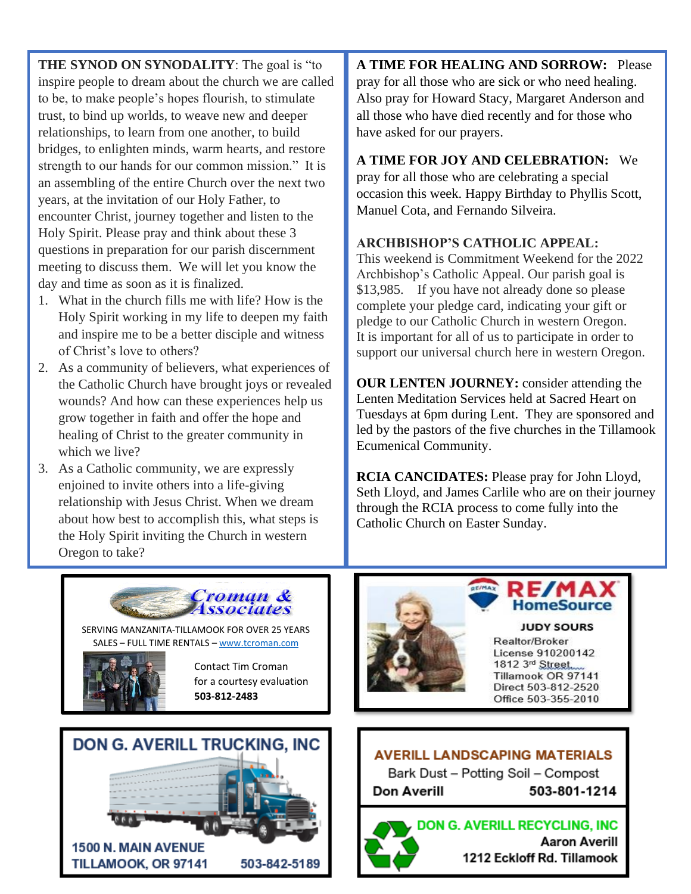**THE SYNOD ON SYNODALITY**: The goal is "to inspire people to dream about the church we are called to be, to make people's hopes flourish, to stimulate trust, to bind up worlds, to weave new and deeper relationships, to learn from one another, to build bridges, to enlighten minds, warm hearts, and restore strength to our hands for our common mission." It is an assembling of the entire Church over the next two years, at the invitation of our Holy Father, to encounter Christ, journey together and listen to the Holy Spirit. Please pray and think about these 3 questions in preparation for our parish discernment meeting to discuss them. We will let you know the day and time as soon as it is finalized.

1. What in the church fills me with life? How is the Holy Spirit working in my life to deepen my faith and inspire me to be a better disciple and witness of Christ's love to others?
2. As a community of believers, what experiences of the Catholic Church have brought joys or revealed wounds? And how can these experiences help us grow together in faith and offer the hope and healing of Christ to the greater community in which we live?
3. As a Catholic community, we are expressly enjoined to invite others into a life-giving relationship with Jesus Christ. When we dream about how best to accomplish this, what steps is the Holy Spirit inviting the Church in western Oregon to take?

**A TIME FOR HEALING AND SORROW:** Please pray for all those who are sick or who need healing. Also pray for Howard Stacy, Margaret Anderson and all those who have died recently and for those who have asked for our prayers.

**A TIME FOR JOY AND CELEBRATION:** We pray for all those who are celebrating a special occasion this week. Happy Birthday to Phyllis Scott, Manuel Cota, and Fernando Silveira.

**ARCHBISHOP'S CATHOLIC APPEAL:**
This weekend is Commitment Weekend for the 2022 Archbishop's Catholic Appeal. Our parish goal is $13,985. If you have not already done so please complete your pledge card, indicating your gift or pledge to our Catholic Church in western Oregon. It is important for all of us to participate in order to support our universal church here in western Oregon.

**OUR LENTEN JOURNEY:** consider attending the Lenten Meditation Services held at Sacred Heart on Tuesdays at 6pm during Lent. They are sponsored and led by the pastors of the five churches in the Tillamook Ecumenical Community.

**RCIA CANCIDATES:** Please pray for John Lloyd, Seth Lloyd, and James Carlile who are on their journey through the RCIA process to come fully into the Catholic Church on Easter Sunday.

Croman & Associates
SERVING MANZANITA-TILLAMOOK FOR OVER 25 YEARS
SALES – FULL TIME RENTALS – www.tcroman.com
Contact Tim Croman
for a courtesy evaluation
**503-812-2483**

RE/MAX HomeSource
**JUDY SOURS**
Realtor/Broker
License 910200142
1812 3rd Street
Tillamook OR 97141
Direct 503-812-2520
Office 503-355-2010

**DON G. AVERILL TRUCKING, INC**
1500 N. MAIN AVENUE
TILLAMOOK, OR 97141
503-842-5189

**AVERILL LANDSCAPING MATERIALS**
Bark Dust – Potting Soil – Compost
**Don Averill** **503-801-1214**

**DON G. AVERILL RECYCLING, INC**
**Aaron Averill**
**1212 Eckloff Rd. Tillamook**